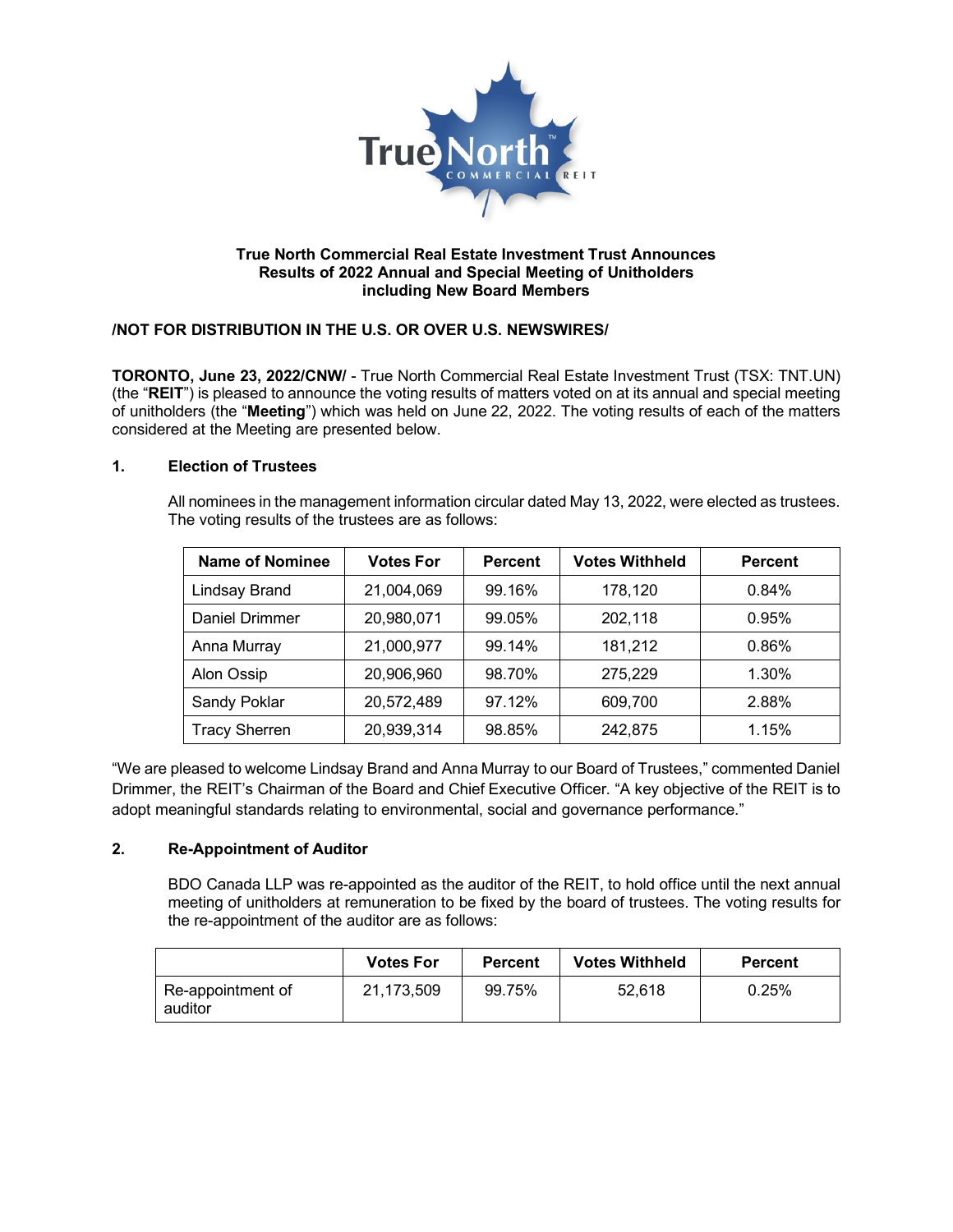# True North Commercial Real Estate Investment Trust Announces Results of 2022 Annual and Special Meeting of Unitholders including New Board Members

**/NOT FOR DISTRIBUTION IN THE U.S. OR OVER U.S. NEWSWIRES/**

**TORONTO, June 23, 2022/CNW/** - True North Commercial Real Estate Investment Trust (TSX: TNT.UN) (the "**REIT**") is pleased to announce the voting results of matters voted on at its annual and special meeting of unitholders (the "**Meeting**") which was held on June 22, 2022. The voting results of each of the matters considered at the Meeting are presented below.

## 1. Election of Trustees

All nominees in the management information circular dated May 13, 2022, were elected as trustees. The voting results of the trustees are as follows:

| Name of Nominee | Votes For | Percent | Votes Withheld | Percent |
|---|---|---|---|---|
| Lindsay Brand | 21,004,069 | 99.16% | 178,120 | 0.84% |
| Daniel Drimmer | 20,980,071 | 99.05% | 202,118 | 0.95% |
| Anna Murray | 21,000,977 | 99.14% | 181,212 | 0.86% |
| Alon Ossip | 20,906,960 | 98.70% | 275,229 | 1.30% |
| Sandy Poklar | 20,572,489 | 97.12% | 609,700 | 2.88% |
| Tracy Sherren | 20,939,314 | 98.85% | 242,875 | 1.15% |

"We are pleased to welcome Lindsay Brand and Anna Murray to our Board of Trustees," commented Daniel Drimmer, the REIT's Chairman of the Board and Chief Executive Officer. "A key objective of the REIT is to adopt meaningful standards relating to environmental, social and governance performance."

## 2. Re-Appointment of Auditor

BDO Canada LLP was re-appointed as the auditor of the REIT, to hold office until the next annual meeting of unitholders at remuneration to be fixed by the board of trustees. The voting results for the re-appointment of the auditor are as follows:

| | Votes For | Percent | Votes Withheld | Percent |
|---|---|---|---|---|
| Re-appointment of auditor | 21,173,509 | 99.75% | 52,618 | 0.25% |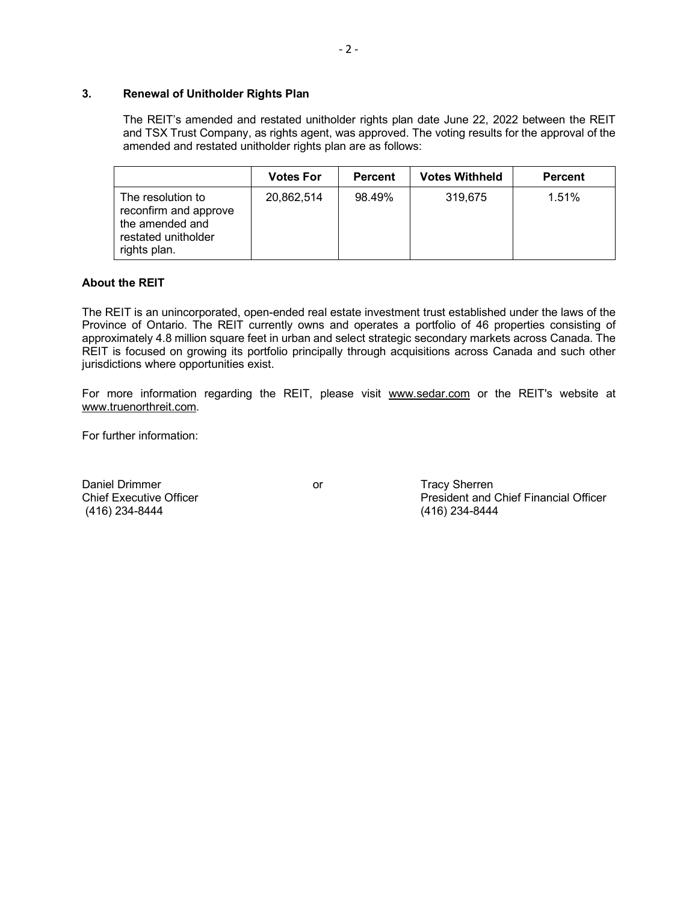### 3. Renewal of Unitholder Rights Plan

The REIT's amended and restated unitholder rights plan date June 22, 2022 between the REIT and TSX Trust Company, as rights agent, was approved. The voting results for the approval of the amended and restated unitholder rights plan are as follows:

| | Votes For | Percent | Votes Withheld | Percent |
|---|---|---|---|---|
| The resolution to reconfirm and approve the amended and restated unitholder rights plan. | 20,862,514 | 98.49% | 319,675 | 1.51% |

**About the REIT**

The REIT is an unincorporated, open-ended real estate investment trust established under the laws of the Province of Ontario. The REIT currently owns and operates a portfolio of 46 properties consisting of approximately 4.8 million square feet in urban and select strategic secondary markets across Canada. The REIT is focused on growing its portfolio principally through acquisitions across Canada and such other jurisdictions where opportunities exist.

For more information regarding the REIT, please visit www.sedar.com or the REIT's website at www.truenorthreit.com.

For further information:

Daniel Drimmer
Chief Executive Officer
(416) 234-8444

or

Tracy Sherren
President and Chief Financial Officer
(416) 234-8444